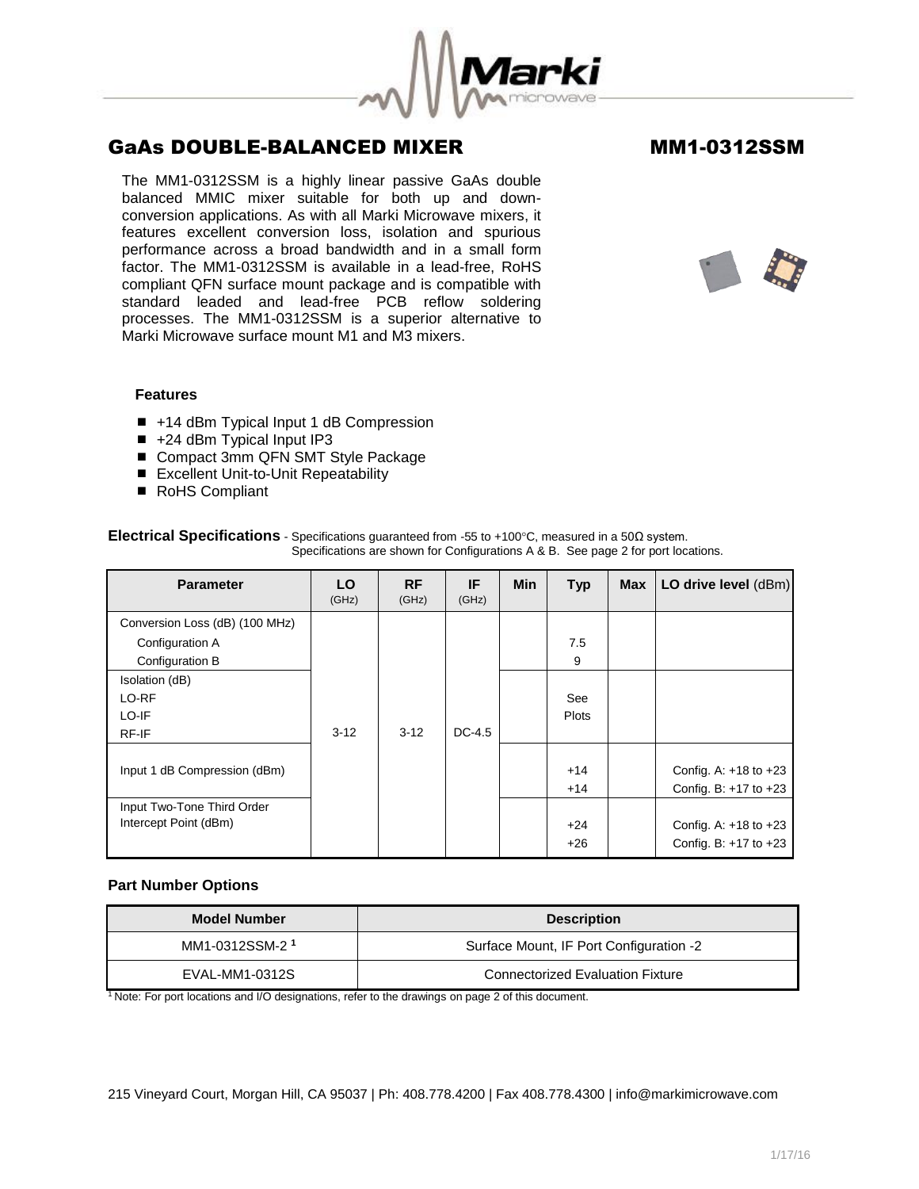# GaAs DOUBLE-BALANCED MIXER

## MM1-0312SSM

The MM1-0312SSM is a highly linear passive GaAs double balanced MMIC mixer suitable for both up and down-conversion applications. As with all Marki Microwave mixers, it features excellent conversion loss, isolation and spurious performance across a broad bandwidth and in a small form factor. The MM1-0312SSM is available in a lead-free, RoHS compliant QFN surface mount package and is compatible with standard leaded and lead-free PCB reflow soldering processes. The MM1-0312SSM is a superior alternative to Marki Microwave surface mount M1 and M3 mixers.

### Features

- +14 dBm Typical Input 1 dB Compression
- +24 dBm Typical Input IP3
- Compact 3mm QFN SMT Style Package
- Excellent Unit-to-Unit Repeatability
- RoHS Compliant

**Electrical Specifications** - Specifications guaranteed from -55 to +100°C, measured in a 50Ω system. Specifications are shown for Configurations A & B. See page 2 for port locations.

| Parameter | LO (GHz) | RF (GHz) | IF (GHz) | Min | Typ | Max | LO drive level (dBm) |
|---|---|---|---|---|---|---|---|
| Conversion Loss (dB) (100 MHz) | | | | | | | |
| Configuration A | | | | | 7.5 | | |
| Configuration B | | | | | 9 | | |
| Isolation (dB) | | | | | | | |
| LO-RF | | | | | See | | |
| LO-IF | | | | | Plots | | |
| RF-IF | 3-12 | 3-12 | DC-4.5 | | | | |
| Input 1 dB Compression (dBm) | | | | | +14 | | Config. A: +18 to +23 |
| | | | | | +14 | | Config. B: +17 to +23 |
| Input Two-Tone Third Order Intercept Point (dBm) | | | | | +24 | | Config. A: +18 to +23 |
| | | | | | +26 | | Config. B: +17 to +23 |

### Part Number Options

| Model Number | Description |
|---|---|
| MM1-0312SSM-2 [1] | Surface Mount, IF Port Configuration -2 |
| EVAL-MM1-0312S | Connectorized Evaluation Fixture |

[1] Note: For port locations and I/O designations, refer to the drawings on page 2 of this document.

215 Vineyard Court, Morgan Hill, CA 95037 | Ph: 408.778.4200 | Fax 408.778.4300 | info@markimicrowave.com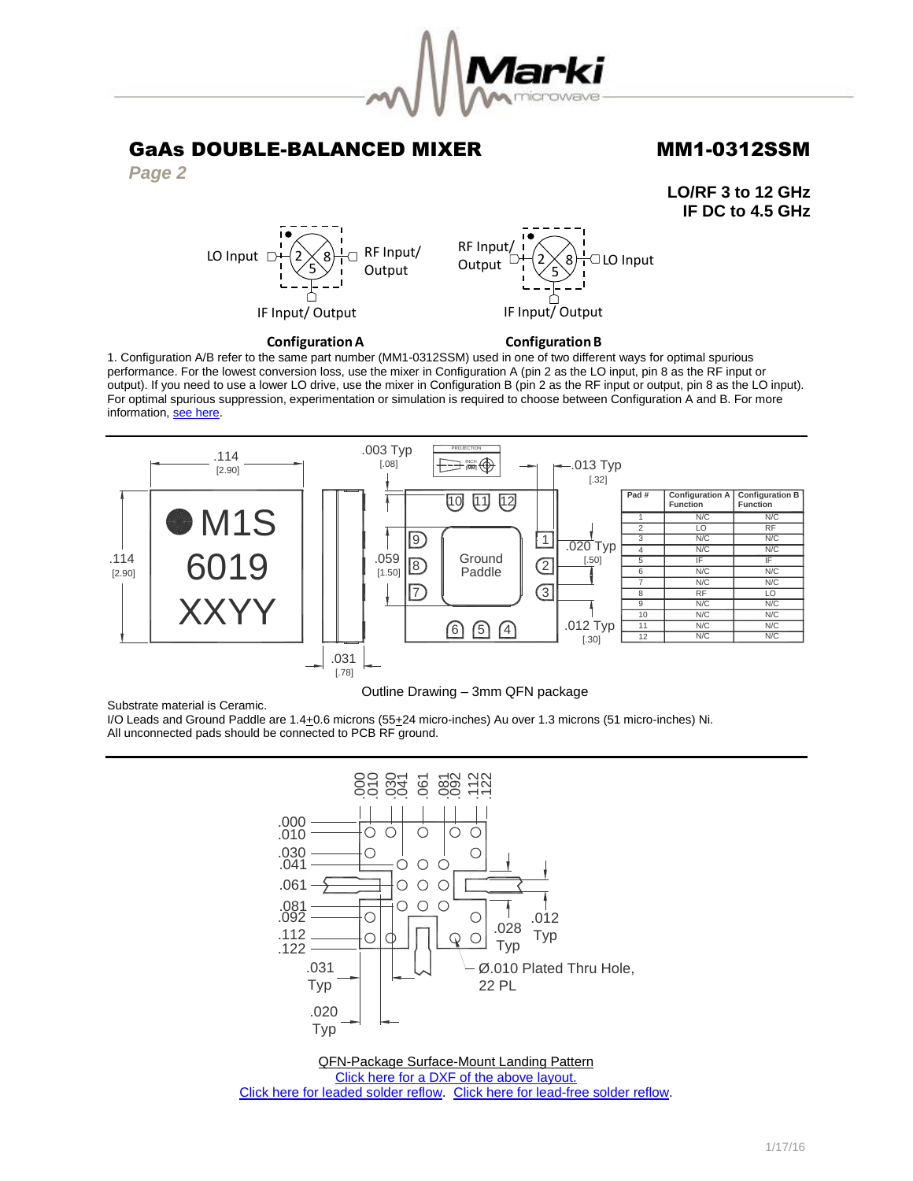# GaAs DOUBLE-BALANCED MIXER

# MM1-0312SSM

*Page 2*

**LO/RF 3 to 12 GHz**
**IF DC to 4.5 GHz**

LO Input — 2 — 8 — RF Input/ Output; 5 — IF Input/ Output

RF Input/ Output — 2 — 8 — LO Input; 5 — IF Input/ Output

**Configuration A** **Configuration B**

1. Configuration A/B refer to the same part number (MM1-0312SSM) used in one of two different ways for optimal spurious performance. For the lowest conversion loss, use the mixer in Configuration A (pin 2 as the LO input, pin 8 as the RF input or output). If you need to use a lower LO drive, use the mixer in Configuration B (pin 2 as the RF input or output, pin 8 as the LO input). For optimal spurious suppression, experimentation or simulation is required to choose between Configuration A and B. For more information, see here.

| Pad # | Configuration A Function | Configuration B Function |
|---|---|---|
| 1 | N/C | N/C |
| 2 | LO | RF |
| 3 | N/C | N/C |
| 4 | N/C | N/C |
| 5 | IF | IF |
| 6 | N/C | N/C |
| 7 | N/C | N/C |
| 8 | RF | LO |
| 9 | N/C | N/C |
| 10 | N/C | N/C |
| 11 | N/C | N/C |
| 12 | N/C | N/C |

Outline Drawing – 3mm QFN package

Substrate material is Ceramic.
I/O Leads and Ground Paddle are 1.4±0.6 microns (55±24 micro-inches) Au over 1.3 microns (51 micro-inches) Ni.
All unconnected pads should be connected to PCB RF ground.

Ø.010 Plated Thru Hole, 22 PL

QFN-Package Surface-Mount Landing Pattern

Click here for a DXF of the above layout.

Click here for leaded solder reflow. Click here for lead-free solder reflow.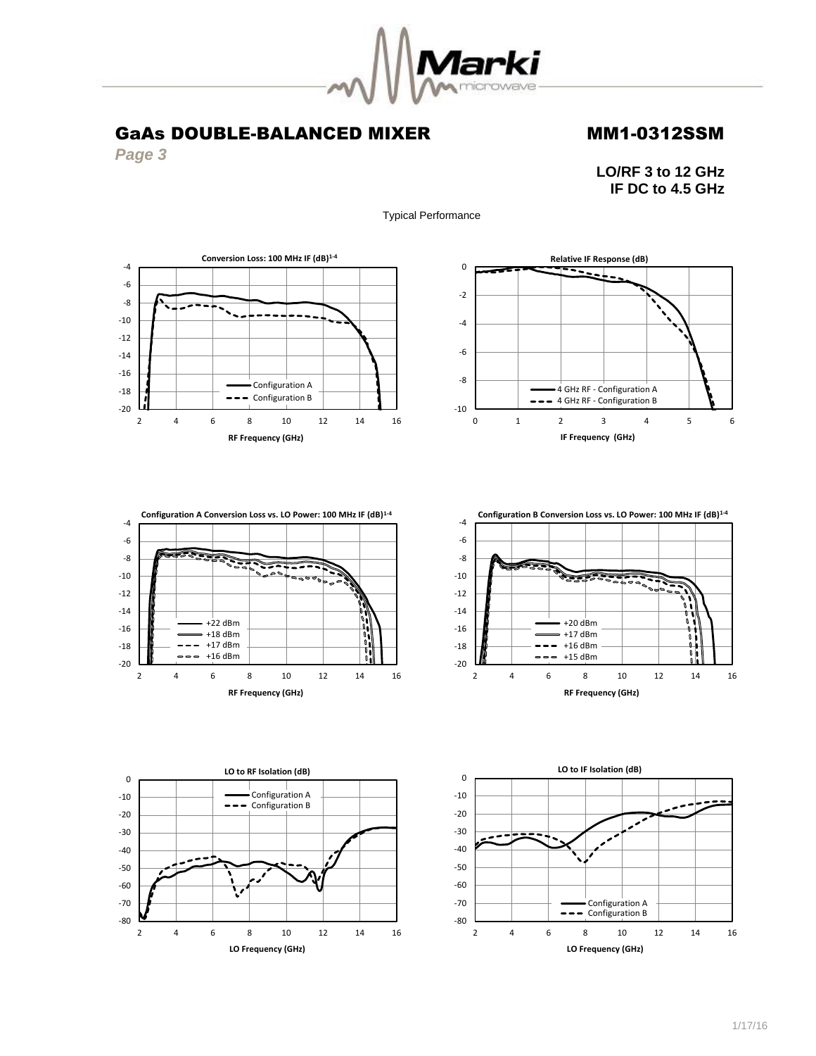# GaAs DOUBLE-BALANCED MIXER

# MM1-0312SSM

***Page 3***

**LO/RF 3 to 12 GHz**
**IF DC to 4.5 GHz**

Typical Performance

**Conversion Loss: 100 MHz IF (dB)[1-4]**

Configuration A
Configuration B

RF Frequency (GHz)

**Relative IF Response (dB)**

4 GHz RF - Configuration A
4 GHz RF - Configuration B

IF Frequency (GHz)

**Configuration A Conversion Loss vs. LO Power: 100 MHz IF (dB)[1-4]**

+22 dBm
+18 dBm
+17 dBm
+16 dBm

RF Frequency (GHz)

**Configuration B Conversion Loss vs. LO Power: 100 MHz IF (dB)[1-4]**

+20 dBm
+17 dBm
+16 dBm
+15 dBm

RF Frequency (GHz)

**LO to RF Isolation (dB)**

Configuration A
Configuration B

LO Frequency (GHz)

**LO to IF Isolation (dB)**

Configuration A
Configuration B

LO Frequency (GHz)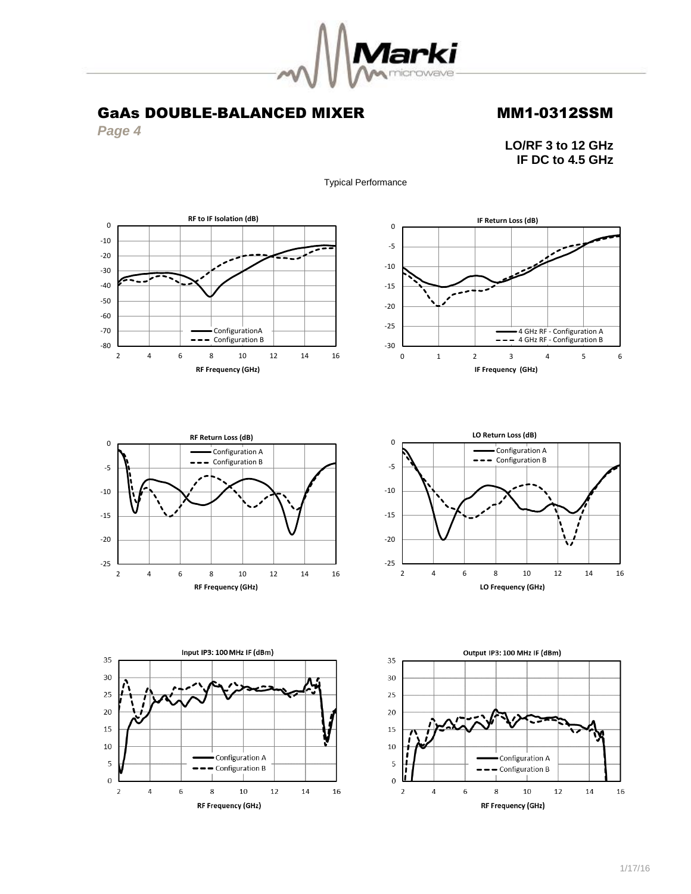# GaAs DOUBLE-BALANCED MIXER

# MM1-0312SSM

*Page 4*

**LO/RF 3 to 12 GHz**
**IF DC to 4.5 GHz**

Typical Performance

**RF to IF Isolation (dB)**

RF Frequency (GHz)

ConfigurationA
Configuration B

**IF Return Loss (dB)**

IF Frequency (GHz)

4 GHz RF - Configuration A
4 GHz RF - Configuration B

**RF Return Loss (dB)**

RF Frequency (GHz)

Configuration A
Configuration B

**LO Return Loss (dB)**

LO Frequency (GHz)

Configuration A
Configuration B

**Input IP3: 100 MHz IF (dBm)**

RF Frequency (GHz)

Configuration A
Configuration B

**Output IP3: 100 MHz IF (dBm)**

RF Frequency (GHz)

Configuration A
Configuration B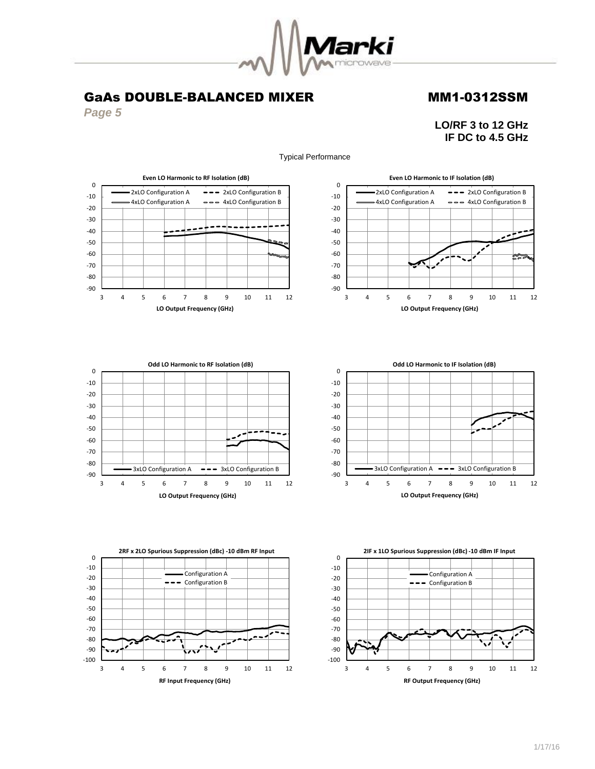## GaAs DOUBLE-BALANCED MIXER

## MM1-0312SSM

*Page 5*

**LO/RF 3 to 12 GHz**
**IF DC to 4.5 GHz**

Typical Performance

**Even LO Harmonic to RF Isolation (dB)**

2xLO Configuration A, 2xLO Configuration B, 4xLO Configuration A, 4xLO Configuration B

LO Output Frequency (GHz)

**Even LO Harmonic to IF Isolation (dB)**

2xLO Configuration A, 2xLO Configuration B, 4xLO Configuration A, 4xLO Configuration B

LO Output Frequency (GHz)

**Odd LO Harmonic to RF Isolation (dB)**

3xLO Configuration A, 3xLO Configuration B

LO Output Frequency (GHz)

**Odd LO Harmonic to IF Isolation (dB)**

3xLO Configuration A, 3xLO Configuration B

LO Output Frequency (GHz)

**2RF x 2LO Spurious Suppression (dBc) -10 dBm RF Input**

Configuration A, Configuration B

RF Input Frequency (GHz)

**2IF x 1LO Spurious Suppression (dBc) -10 dBm IF Input**

Configuration A, Configuration B

RF Output Frequency (GHz)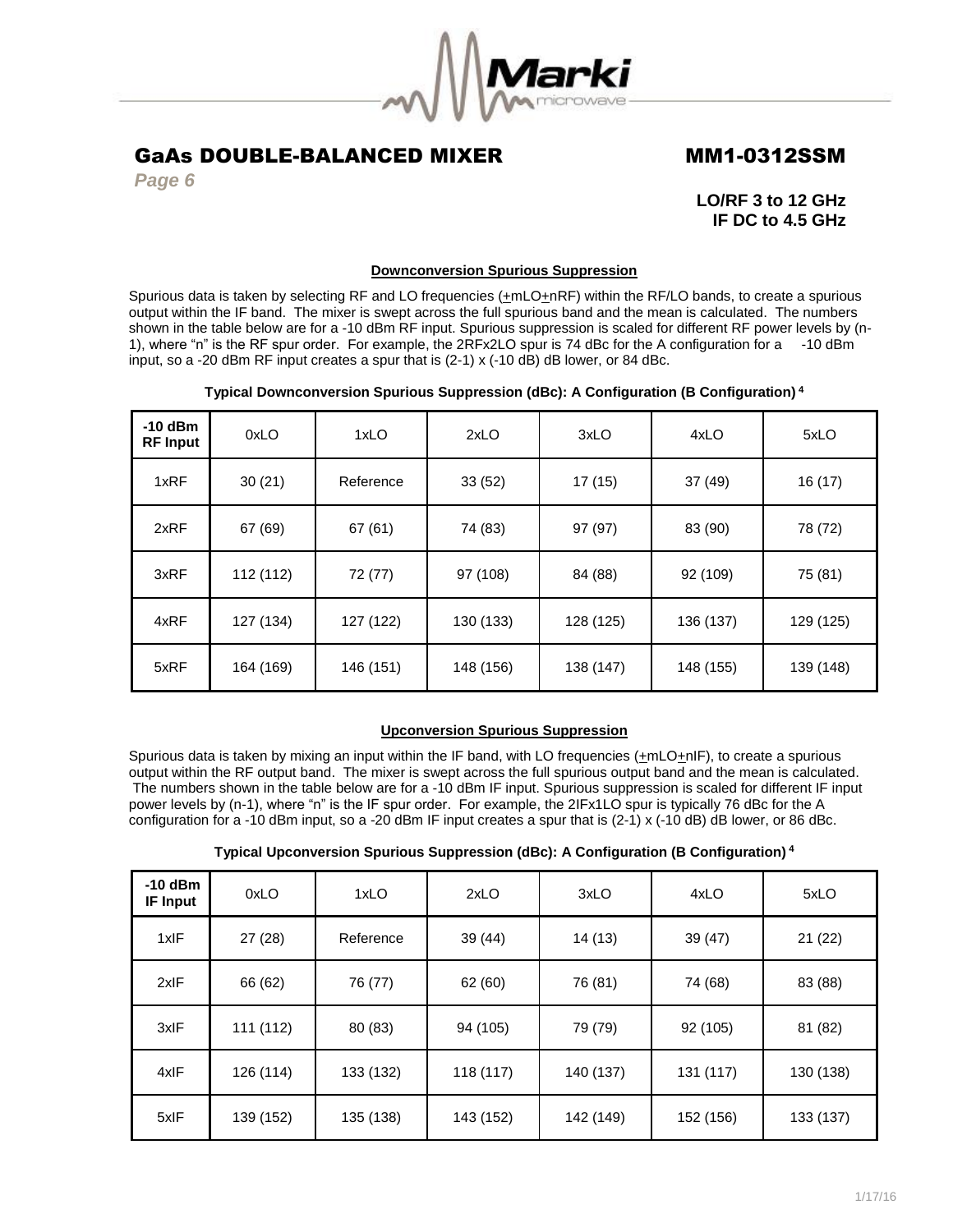# GaAs DOUBLE-BALANCED MIXER MM1-0312SSM

**LO/RF 3 to 12 GHz**
**IF DC to 4.5 GHz**

## Downconversion Spurious Suppression

Spurious data is taken by selecting RF and LO frequencies (±mLO±nRF) within the RF/LO bands, to create a spurious output within the IF band. The mixer is swept across the full spurious band and the mean is calculated. The numbers shown in the table below are for a -10 dBm RF input. Spurious suppression is scaled for different RF power levels by (n-1), where "n" is the RF spur order. For example, the 2RFx2LO spur is 74 dBc for the A configuration for a -10 dBm input, so a -20 dBm RF input creates a spur that is (2-1) x (-10 dB) dB lower, or 84 dBc.

**Typical Downconversion Spurious Suppression (dBc): A Configuration (B Configuration) [4]**

| -10 dBm RF Input | 0xLO | 1xLO | 2xLO | 3xLO | 4xLO | 5xLO |
|---|---|---|---|---|---|---|
| 1xRF | 30 (21) | Reference | 33 (52) | 17 (15) | 37 (49) | 16 (17) |
| 2xRF | 67 (69) | 67 (61) | 74 (83) | 97 (97) | 83 (90) | 78 (72) |
| 3xRF | 112 (112) | 72 (77) | 97 (108) | 84 (88) | 92 (109) | 75 (81) |
| 4xRF | 127 (134) | 127 (122) | 130 (133) | 128 (125) | 136 (137) | 129 (125) |
| 5xRF | 164 (169) | 146 (151) | 148 (156) | 138 (147) | 148 (155) | 139 (148) |

## Upconversion Spurious Suppression

Spurious data is taken by mixing an input within the IF band, with LO frequencies (±mLO±nIF), to create a spurious output within the RF output band. The mixer is swept across the full spurious output band and the mean is calculated. The numbers shown in the table below are for a -10 dBm IF input. Spurious suppression is scaled for different IF input power levels by (n-1), where "n" is the IF spur order. For example, the 2IFx1LO spur is typically 76 dBc for the A configuration for a -10 dBm input, so a -20 dBm IF input creates a spur that is (2-1) x (-10 dB) dB lower, or 86 dBc.

**Typical Upconversion Spurious Suppression (dBc): A Configuration (B Configuration) [4]**

| -10 dBm IF Input | 0xLO | 1xLO | 2xLO | 3xLO | 4xLO | 5xLO |
|---|---|---|---|---|---|---|
| 1xIF | 27 (28) | Reference | 39 (44) | 14 (13) | 39 (47) | 21 (22) |
| 2xIF | 66 (62) | 76 (77) | 62 (60) | 76 (81) | 74 (68) | 83 (88) |
| 3xIF | 111 (112) | 80 (83) | 94 (105) | 79 (79) | 92 (105) | 81 (82) |
| 4xIF | 126 (114) | 133 (132) | 118 (117) | 140 (137) | 131 (117) | 130 (138) |
| 5xIF | 139 (152) | 135 (138) | 143 (152) | 142 (149) | 152 (156) | 133 (137) |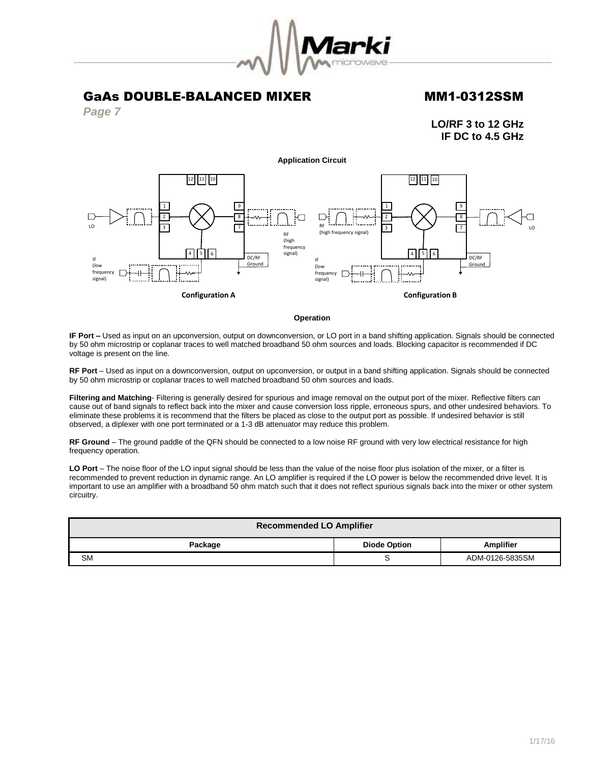# GaAs DOUBLE-BALANCED MIXER

# MM1-0312SSM

*Page 7*

**LO/RF 3 to 12 GHz**
**IF DC to 4.5 GHz**

**Application Circuit**

Configuration A

Configuration B

**Operation**

**IF Port –** Used as input on an upconversion, output on downconversion, or LO port in a band shifting application. Signals should be connected by 50 ohm microstrip or coplanar traces to well matched broadband 50 ohm sources and loads. Blocking capacitor is recommended if DC voltage is present on the line.

**RF Port** – Used as input on a downconversion, output on upconversion, or output in a band shifting application. Signals should be connected by 50 ohm microstrip or coplanar traces to well matched broadband 50 ohm sources and loads.

**Filtering and Matching**- Filtering is generally desired for spurious and image removal on the output port of the mixer. Reflective filters can cause out of band signals to reflect back into the mixer and cause conversion loss ripple, erroneous spurs, and other undesired behaviors. To eliminate these problems it is recommend that the filters be placed as close to the output port as possible. If undesired behavior is still observed, a diplexer with one port terminated or a 1-3 dB attenuator may reduce this problem.

**RF Ground** – The ground paddle of the QFN should be connected to a low noise RF ground with very low electrical resistance for high frequency operation.

**LO Port** – The noise floor of the LO input signal should be less than the value of the noise floor plus isolation of the mixer, or a filter is recommended to prevent reduction in dynamic range. An LO amplifier is required if the LO power is below the recommended drive level. It is important to use an amplifier with a broadband 50 ohm match such that it does not reflect spurious signals back into the mixer or other system circuitry.

| Recommended LO Amplifier | | |
|---|---|---|
| Package | Diode Option | Amplifier |
| SM | S | ADM-0126-5835SM |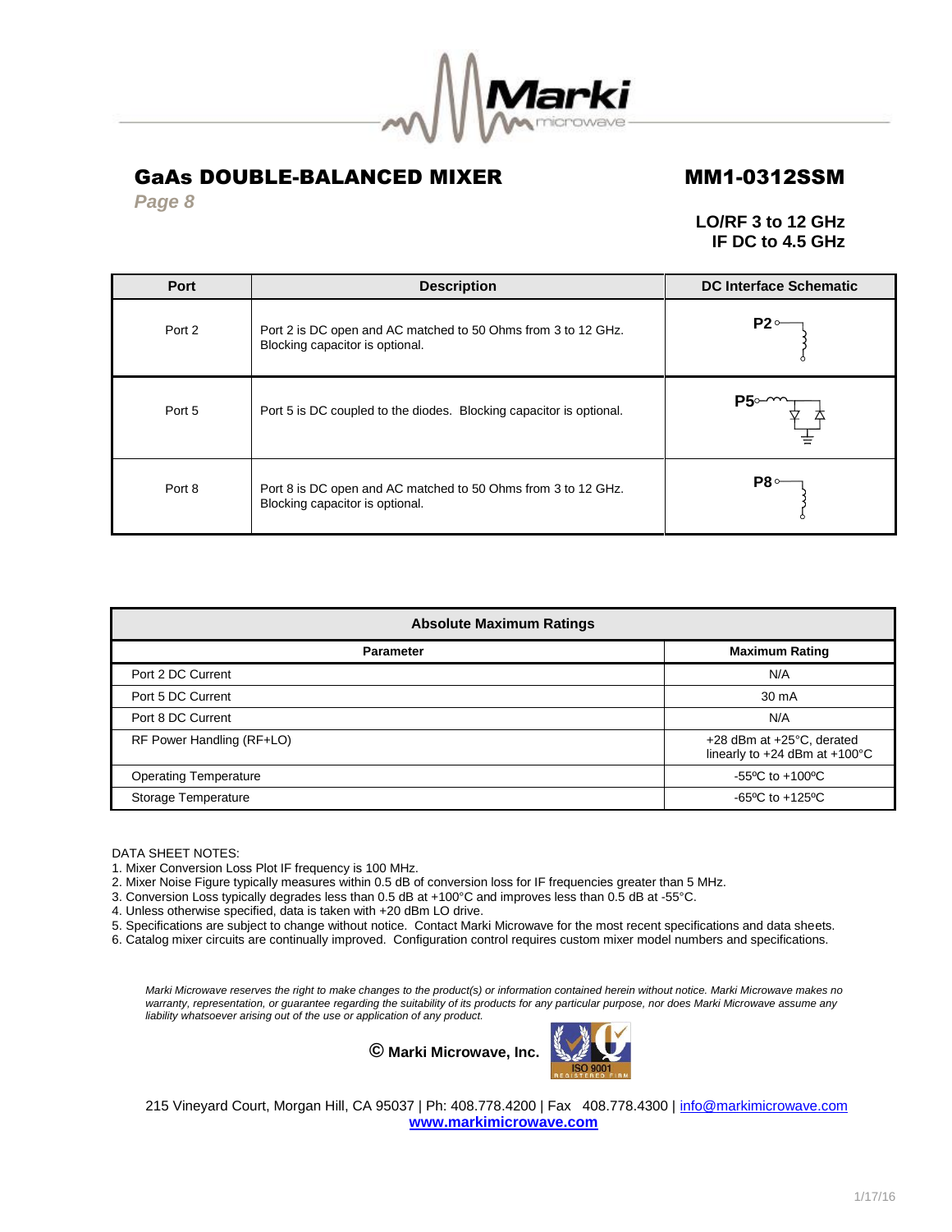## GaAs DOUBLE-BALANCED MIXER

## MM1-0312SSM

*Page 8*

**LO/RF 3 to 12 GHz**
**IF DC to 4.5 GHz**

| Port | Description | DC Interface Schematic |
|---|---|---|
| Port 2 | Port 2 is DC open and AC matched to 50 Ohms from 3 to 12 GHz. Blocking capacitor is optional. | P2 |
| Port 5 | Port 5 is DC coupled to the diodes. Blocking capacitor is optional. | P5 |
| Port 8 | Port 8 is DC open and AC matched to 50 Ohms from 3 to 12 GHz. Blocking capacitor is optional. | P8 |

| Absolute Maximum Ratings | |
|---|---|
| **Parameter** | **Maximum Rating** |
| Port 2 DC Current | N/A |
| Port 5 DC Current | 30 mA |
| Port 8 DC Current | N/A |
| RF Power Handling (RF+LO) | +28 dBm at +25°C, derated linearly to +24 dBm at +100°C |
| Operating Temperature | -55ºC to +100ºC |
| Storage Temperature | -65ºC to +125ºC |

DATA SHEET NOTES:

1. Mixer Conversion Loss Plot IF frequency is 100 MHz.
2. Mixer Noise Figure typically measures within 0.5 dB of conversion loss for IF frequencies greater than 5 MHz.
3. Conversion Loss typically degrades less than 0.5 dB at +100°C and improves less than 0.5 dB at -55°C.
4. Unless otherwise specified, data is taken with +20 dBm LO drive.
5. Specifications are subject to change without notice. Contact Marki Microwave for the most recent specifications and data sheets.
6. Catalog mixer circuits are continually improved. Configuration control requires custom mixer model numbers and specifications.

*Marki Microwave reserves the right to make changes to the product(s) or information contained herein without notice. Marki Microwave makes no warranty, representation, or guarantee regarding the suitability of its products for any particular purpose, nor does Marki Microwave assume any liability whatsoever arising out of the use or application of any product.*

**© Marki Microwave, Inc.**

215 Vineyard Court, Morgan Hill, CA 95037 | Ph: 408.778.4200 | Fax 408.778.4300 | info@markimicrowave.com
**www.markimicrowave.com**

1/17/16